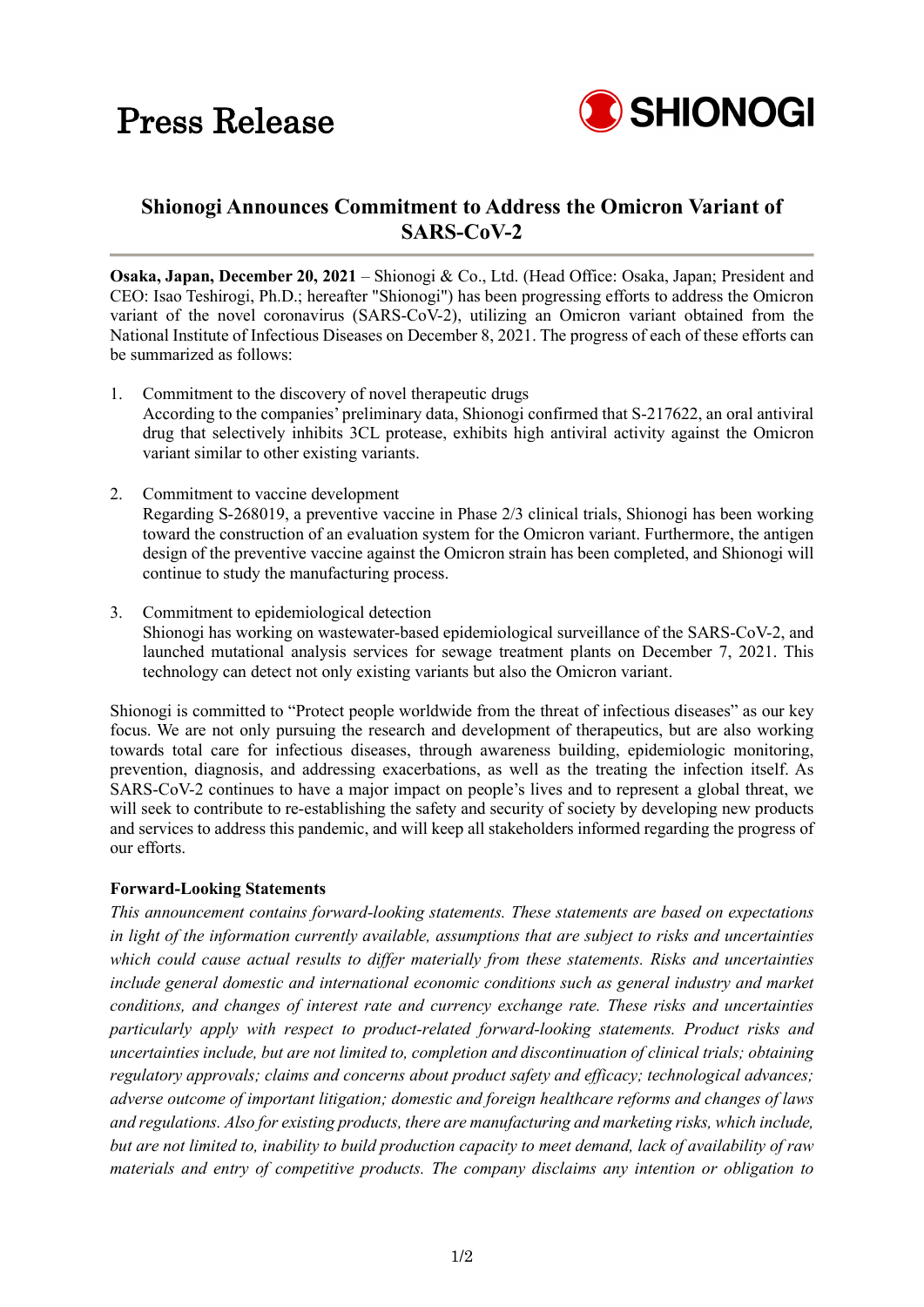# Press Release

**SHIONOGI**

## Shionogi Announces Commitment to Address the Omicron Variant of SARS-CoV-2

**Osaka, Japan, December 20, 2021** – Shionogi & Co., Ltd. (Head Office: Osaka, Japan; President and CEO: Isao Teshirogi, Ph.D.; hereafter "Shionogi") has been progressing efforts to address the Omicron variant of the novel coronavirus (SARS-CoV-2), utilizing an Omicron variant obtained from the National Institute of Infectious Diseases on December 8, 2021. The progress of each of these efforts can be summarized as follows:

1. Commitment to the discovery of novel therapeutic drugs
   According to the companies' preliminary data, Shionogi confirmed that S-217622, an oral antiviral drug that selectively inhibits 3CL protease, exhibits high antiviral activity against the Omicron variant similar to other existing variants.

2. Commitment to vaccine development
   Regarding S-268019, a preventive vaccine in Phase 2/3 clinical trials, Shionogi has been working toward the construction of an evaluation system for the Omicron variant. Furthermore, the antigen design of the preventive vaccine against the Omicron strain has been completed, and Shionogi will continue to study the manufacturing process.

3. Commitment to epidemiological detection
   Shionogi has working on wastewater-based epidemiological surveillance of the SARS-CoV-2, and launched mutational analysis services for sewage treatment plants on December 7, 2021. This technology can detect not only existing variants but also the Omicron variant.

Shionogi is committed to "Protect people worldwide from the threat of infectious diseases" as our key focus. We are not only pursuing the research and development of therapeutics, but are also working towards total care for infectious diseases, through awareness building, epidemiologic monitoring, prevention, diagnosis, and addressing exacerbations, as well as the treating the infection itself. As SARS-CoV-2 continues to have a major impact on people's lives and to represent a global threat, we will seek to contribute to re-establishing the safety and security of society by developing new products and services to address this pandemic, and will keep all stakeholders informed regarding the progress of our efforts.

### Forward-Looking Statements

*This announcement contains forward-looking statements. These statements are based on expectations in light of the information currently available, assumptions that are subject to risks and uncertainties which could cause actual results to differ materially from these statements. Risks and uncertainties include general domestic and international economic conditions such as general industry and market conditions, and changes of interest rate and currency exchange rate. These risks and uncertainties particularly apply with respect to product-related forward-looking statements. Product risks and uncertainties include, but are not limited to, completion and discontinuation of clinical trials; obtaining regulatory approvals; claims and concerns about product safety and efficacy; technological advances; adverse outcome of important litigation; domestic and foreign healthcare reforms and changes of laws and regulations. Also for existing products, there are manufacturing and marketing risks, which include, but are not limited to, inability to build production capacity to meet demand, lack of availability of raw materials and entry of competitive products. The company disclaims any intention or obligation to*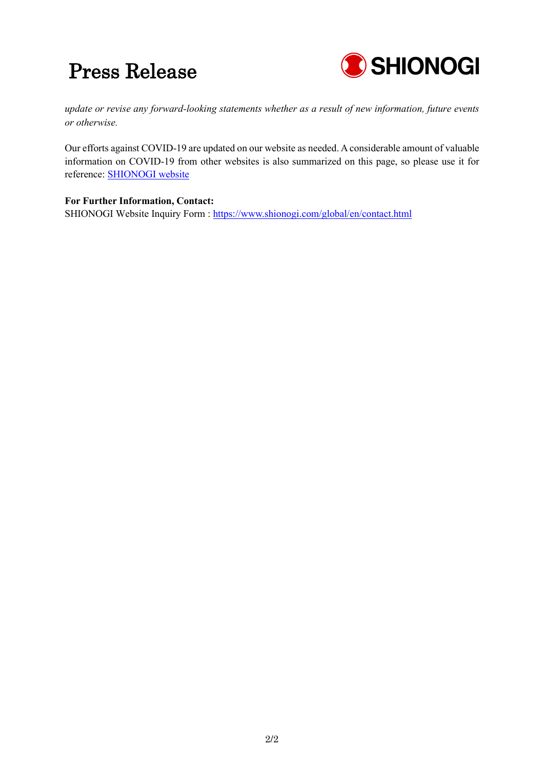*update or revise any forward-looking statements whether as a result of new information, future events or otherwise.*

Our efforts against COVID-19 are updated on our website as needed. A considerable amount of valuable information on COVID-19 from other websites is also summarized on this page, so please use it for reference: SHIONOGI website

**For Further Information, Contact:**
SHIONOGI Website Inquiry Form : https://www.shionogi.com/global/en/contact.html